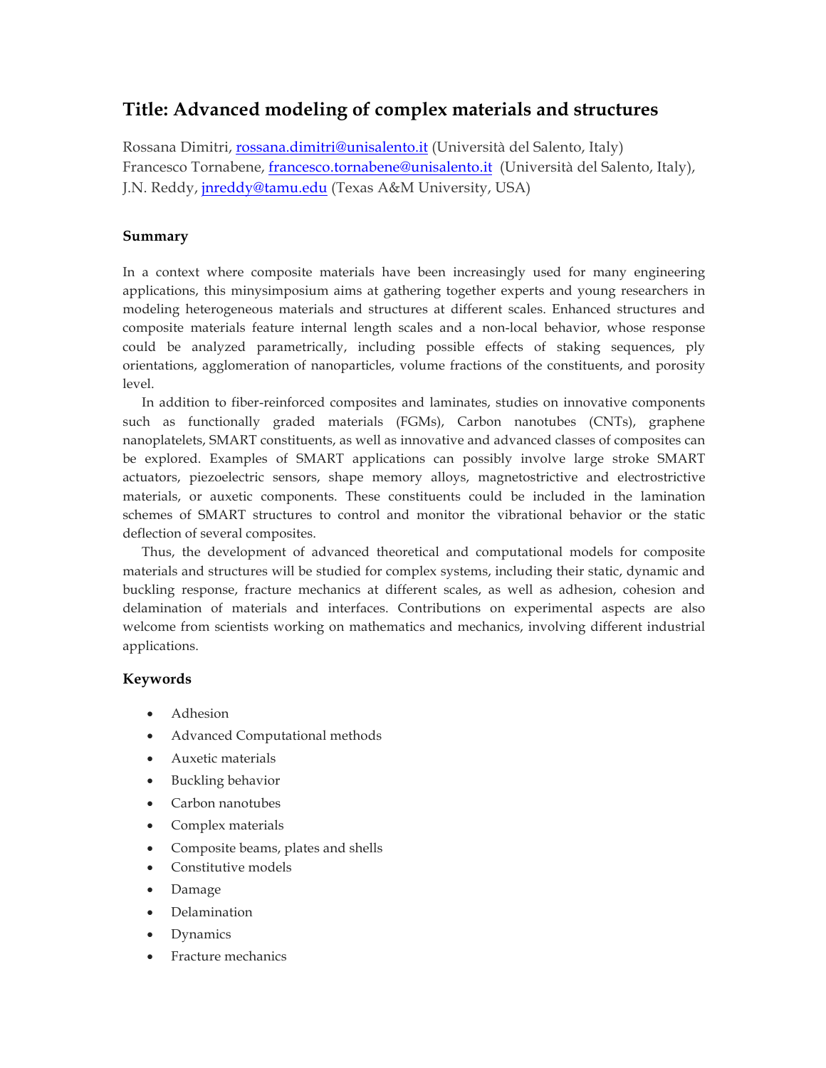# Title: Advanced modeling of complex materials and structures

Rossana Dimitri, rossana.dimitri@unisalento.it (Università del Salento, Italy)
Francesco Tornabene, francesco.tornabene@unisalento.it (Università del Salento, Italy),
J.N. Reddy, jnreddy@tamu.edu (Texas A&M University, USA)

### Summary

In a context where composite materials have been increasingly used for many engineering applications, this minysimposium aims at gathering together experts and young researchers in modeling heterogeneous materials and structures at different scales. Enhanced structures and composite materials feature internal length scales and a non-local behavior, whose response could be analyzed parametrically, including possible effects of staking sequences, ply orientations, agglomeration of nanoparticles, volume fractions of the constituents, and porosity level.

In addition to fiber-reinforced composites and laminates, studies on innovative components such as functionally graded materials (FGMs), Carbon nanotubes (CNTs), graphene nanoplatelets, SMART constituents, as well as innovative and advanced classes of composites can be explored. Examples of SMART applications can possibly involve large stroke SMART actuators, piezoelectric sensors, shape memory alloys, magnetostrictive and electrostrictive materials, or auxetic components. These constituents could be included in the lamination schemes of SMART structures to control and monitor the vibrational behavior or the static deflection of several composites.

Thus, the development of advanced theoretical and computational models for composite materials and structures will be studied for complex systems, including their static, dynamic and buckling response, fracture mechanics at different scales, as well as adhesion, cohesion and delamination of materials and interfaces. Contributions on experimental aspects are also welcome from scientists working on mathematics and mechanics, involving different industrial applications.

### Keywords

- Adhesion
- Advanced Computational methods
- Auxetic materials
- Buckling behavior
- Carbon nanotubes
- Complex materials
- Composite beams, plates and shells
- Constitutive models
- Damage
- Delamination
- Dynamics
- Fracture mechanics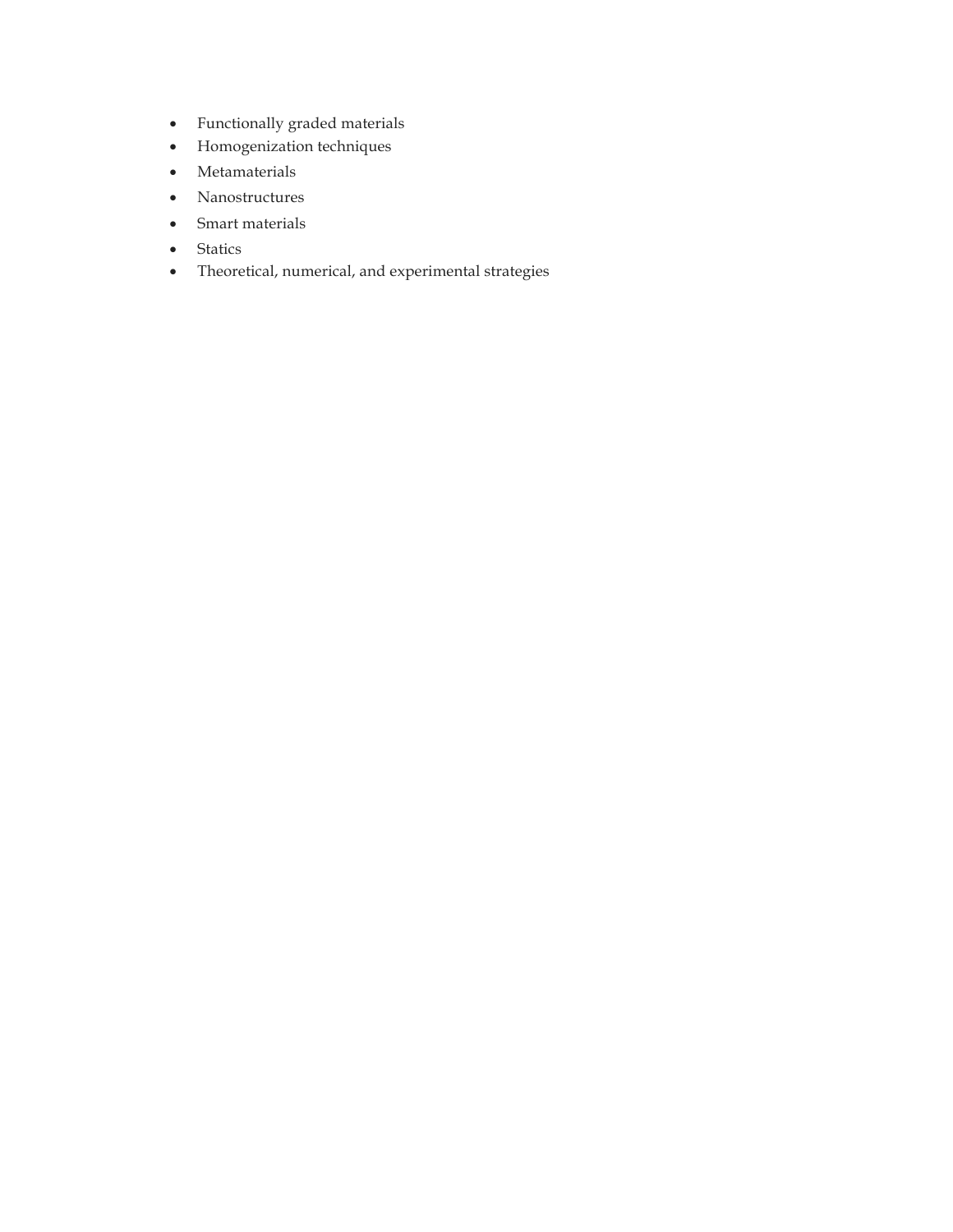- Functionally graded materials
- Homogenization techniques
- Metamaterials
- Nanostructures
- Smart materials
- Statics
- Theoretical, numerical, and experimental strategies